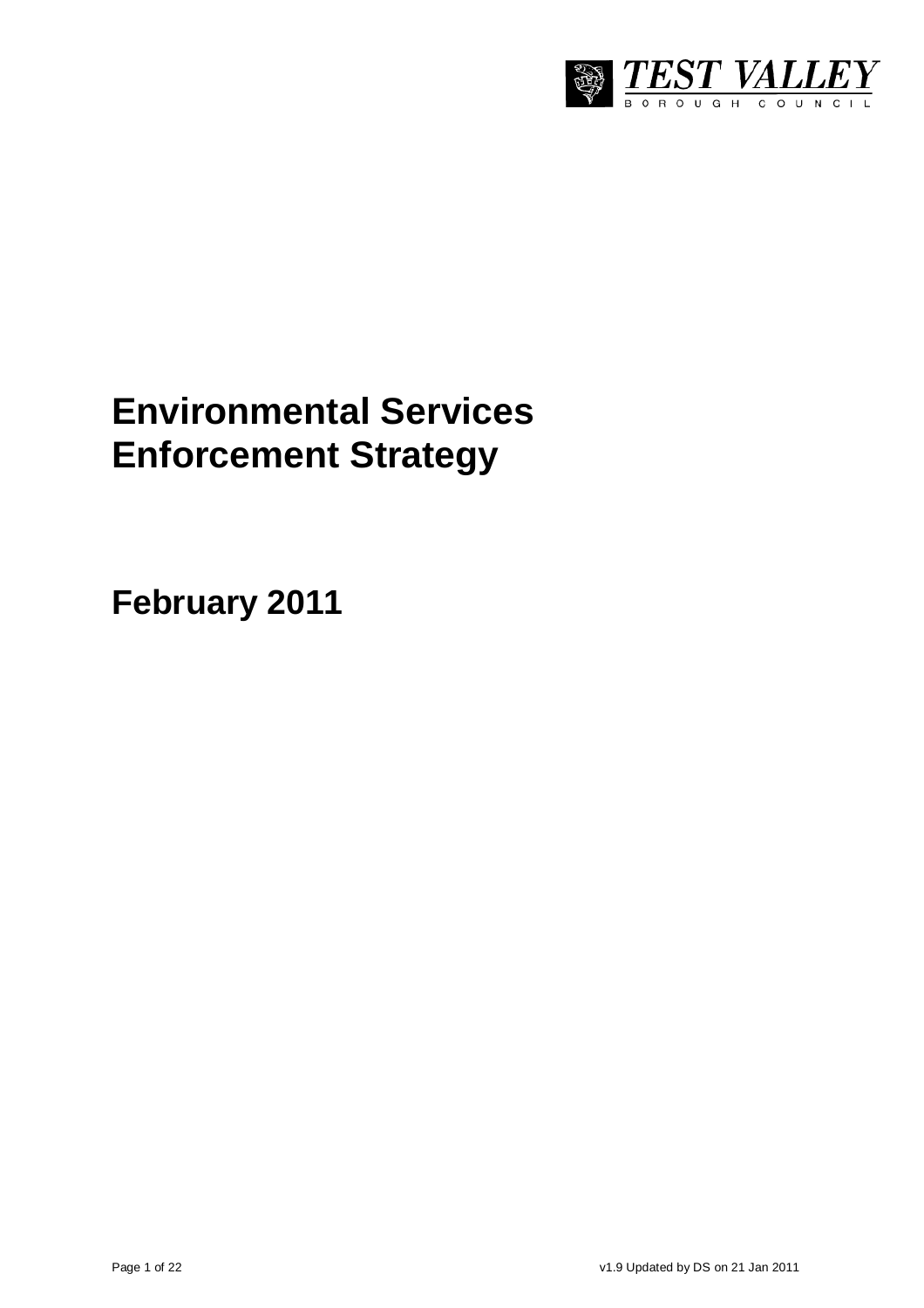TEST VALLEY
BOROUGH COUNCIL

# Environmental Services Enforcement Strategy

## February 2011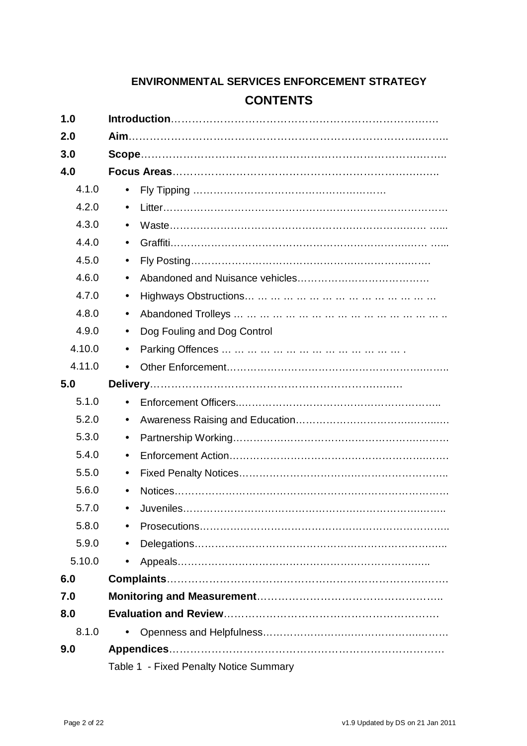## ENVIRONMENTAL SERVICES ENFORCEMENT STRATEGY

## CONTENTS

**1.0** **Introduction**………………………………………………………………………

**2.0** **Aim**……………………………………………………………………………………

**3.0** **Scope**…………………………………………………………………………………

**4.0** **Focus Areas**……………………………………………………………………

- 4.1.0 • Fly Tipping ………………………………………………
- 4.2.0 • Litter…………………………………………………………………………
- 4.3.0 • Waste……………………………………………………………………… …...
- 4.4.0 • Graffiti……………………………………………………………………… …...
- 4.5.0 • Fly Posting………………………………………………………………
- 4.6.0 • Abandoned and Nuisance vehicles……………………………………
- 4.7.0 • Highways Obstructions… … … … … … … … … … … … … …
- 4.8.0 • Abandoned Trolleys … … … … … … … … … … … … … … … ..
- 4.9.0 • Dog Fouling and Dog Control
- 4.10.0 • Parking Offences … … … … … … … … … … … … … .
- 4.11.0 • Other Enforcement…………………………………………………………

**5.0** **Delivery**………………………………………………………………

- 5.1.0 • Enforcement Officers..………………………………………………………..
- 5.2.0 • Awareness Raising and Education………………………………………
- 5.3.0 • Partnership Working……………………………………………………….
- 5.4.0 • Enforcement Action……………………………………………………….
- 5.5.0 • Fixed Penalty Notices……………………………………………………..
- 5.6.0 • Notices…………………………………………………………………….
- 5.7.0 • Juveniles………………………………………………………………..
- 5.8.0 • Prosecutions……………………………………………………………..
- 5.9.0 • Delegations………………………………………………………………..
- 5.10.0 • Appeals……………………………………………………………….

**6.0** **Complaints**………………………………………………………………………

**7.0** **Monitoring and Measurement**……………………………………………..

**8.0** **Evaluation and Review**……………………………………………………

- 8.1.0 • Openness and Helpfulness…………………………………………………

**9.0** **Appendices**………………………………………………………………………

Table 1 - Fixed Penalty Notice Summary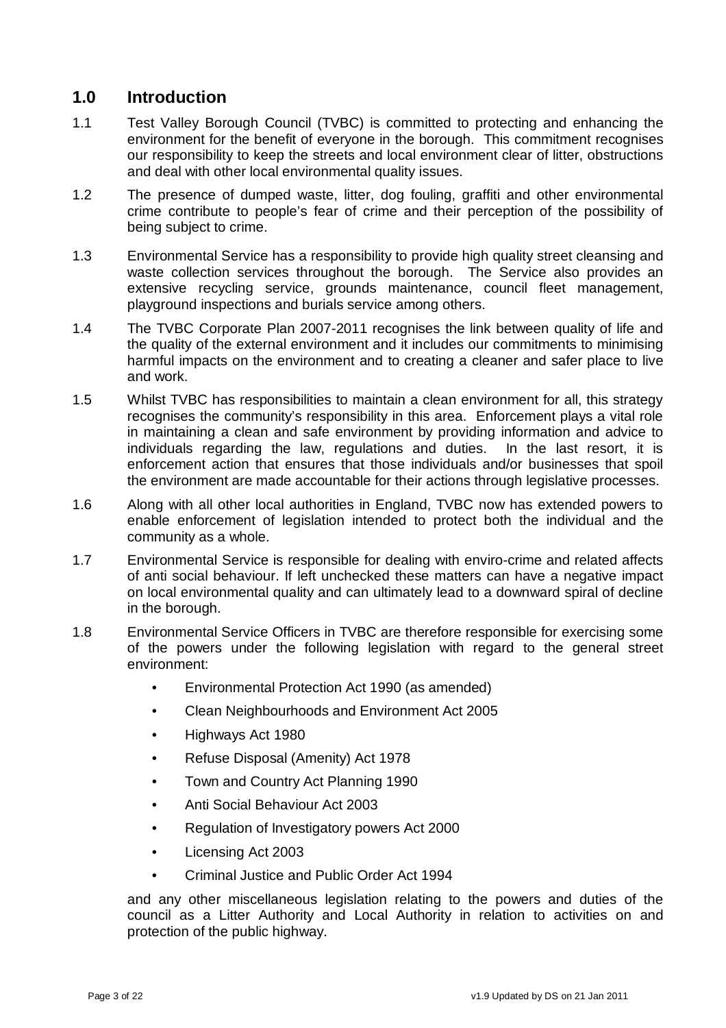## 1.0 Introduction

1.1 Test Valley Borough Council (TVBC) is committed to protecting and enhancing the environment for the benefit of everyone in the borough. This commitment recognises our responsibility to keep the streets and local environment clear of litter, obstructions and deal with other local environmental quality issues.

1.2 The presence of dumped waste, litter, dog fouling, graffiti and other environmental crime contribute to people's fear of crime and their perception of the possibility of being subject to crime.

1.3 Environmental Service has a responsibility to provide high quality street cleansing and waste collection services throughout the borough. The Service also provides an extensive recycling service, grounds maintenance, council fleet management, playground inspections and burials service among others.

1.4 The TVBC Corporate Plan 2007-2011 recognises the link between quality of life and the quality of the external environment and it includes our commitments to minimising harmful impacts on the environment and to creating a cleaner and safer place to live and work.

1.5 Whilst TVBC has responsibilities to maintain a clean environment for all, this strategy recognises the community's responsibility in this area. Enforcement plays a vital role in maintaining a clean and safe environment by providing information and advice to individuals regarding the law, regulations and duties. In the last resort, it is enforcement action that ensures that those individuals and/or businesses that spoil the environment are made accountable for their actions through legislative processes.

1.6 Along with all other local authorities in England, TVBC now has extended powers to enable enforcement of legislation intended to protect both the individual and the community as a whole.

1.7 Environmental Service is responsible for dealing with enviro-crime and related affects of anti social behaviour. If left unchecked these matters can have a negative impact on local environmental quality and can ultimately lead to a downward spiral of decline in the borough.

1.8 Environmental Service Officers in TVBC are therefore responsible for exercising some of the powers under the following legislation with regard to the general street environment:

- Environmental Protection Act 1990 (as amended)
- Clean Neighbourhoods and Environment Act 2005
- Highways Act 1980
- Refuse Disposal (Amenity) Act 1978
- Town and Country Act Planning 1990
- Anti Social Behaviour Act 2003
- Regulation of Investigatory powers Act 2000
- Licensing Act 2003
- Criminal Justice and Public Order Act 1994

and any other miscellaneous legislation relating to the powers and duties of the council as a Litter Authority and Local Authority in relation to activities on and protection of the public highway.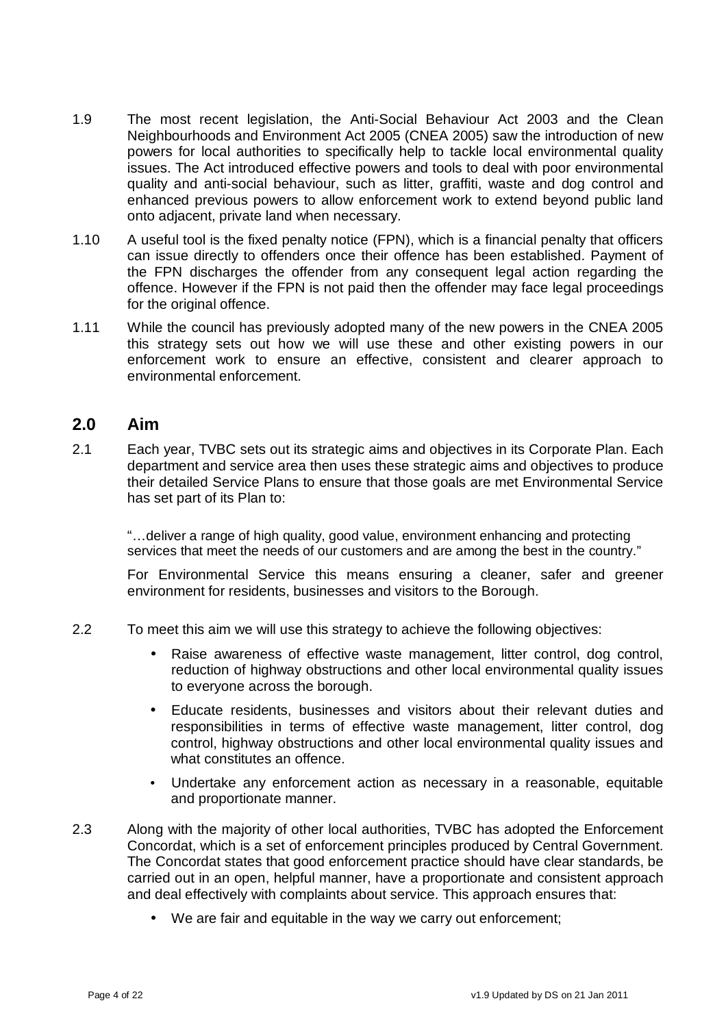1.9 The most recent legislation, the Anti-Social Behaviour Act 2003 and the Clean Neighbourhoods and Environment Act 2005 (CNEA 2005) saw the introduction of new powers for local authorities to specifically help to tackle local environmental quality issues. The Act introduced effective powers and tools to deal with poor environmental quality and anti-social behaviour, such as litter, graffiti, waste and dog control and enhanced previous powers to allow enforcement work to extend beyond public land onto adjacent, private land when necessary.

1.10 A useful tool is the fixed penalty notice (FPN), which is a financial penalty that officers can issue directly to offenders once their offence has been established. Payment of the FPN discharges the offender from any consequent legal action regarding the offence. However if the FPN is not paid then the offender may face legal proceedings for the original offence.

1.11 While the council has previously adopted many of the new powers in the CNEA 2005 this strategy sets out how we will use these and other existing powers in our enforcement work to ensure an effective, consistent and clearer approach to environmental enforcement.

## 2.0 Aim

2.1 Each year, TVBC sets out its strategic aims and objectives in its Corporate Plan. Each department and service area then uses these strategic aims and objectives to produce their detailed Service Plans to ensure that those goals are met Environmental Service has set part of its Plan to:

> "…deliver a range of high quality, good value, environment enhancing and protecting services that meet the needs of our customers and are among the best in the country."

For Environmental Service this means ensuring a cleaner, safer and greener environment for residents, businesses and visitors to the Borough.

2.2 To meet this aim we will use this strategy to achieve the following objectives:

- Raise awareness of effective waste management, litter control, dog control, reduction of highway obstructions and other local environmental quality issues to everyone across the borough.
- Educate residents, businesses and visitors about their relevant duties and responsibilities in terms of effective waste management, litter control, dog control, highway obstructions and other local environmental quality issues and what constitutes an offence.
- Undertake any enforcement action as necessary in a reasonable, equitable and proportionate manner.

2.3 Along with the majority of other local authorities, TVBC has adopted the Enforcement Concordat, which is a set of enforcement principles produced by Central Government. The Concordat states that good enforcement practice should have clear standards, be carried out in an open, helpful manner, have a proportionate and consistent approach and deal effectively with complaints about service. This approach ensures that:

- We are fair and equitable in the way we carry out enforcement;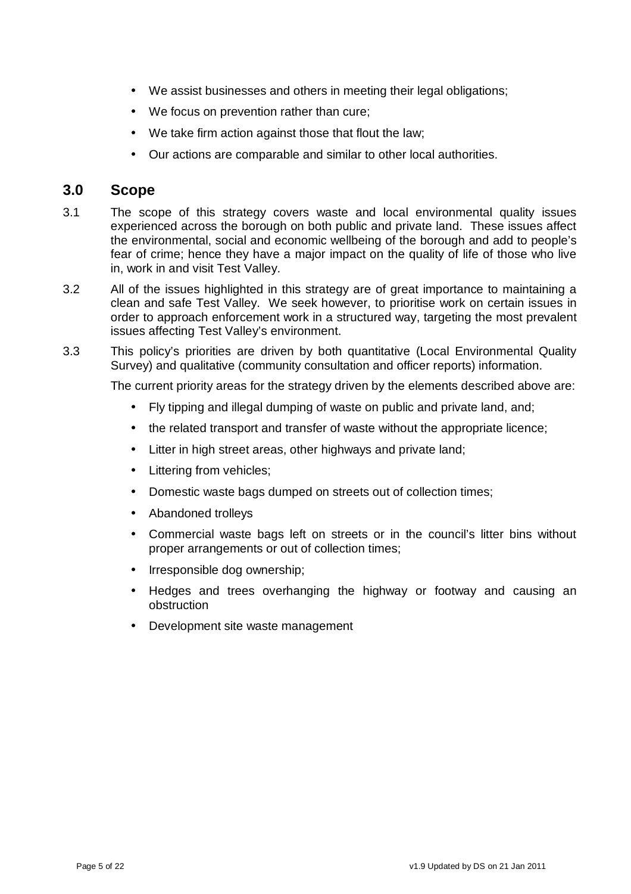- We assist businesses and others in meeting their legal obligations;
- We focus on prevention rather than cure;
- We take firm action against those that flout the law;
- Our actions are comparable and similar to other local authorities.

## 3.0 Scope

3.1 The scope of this strategy covers waste and local environmental quality issues experienced across the borough on both public and private land. These issues affect the environmental, social and economic wellbeing of the borough and add to people's fear of crime; hence they have a major impact on the quality of life of those who live in, work in and visit Test Valley.

3.2 All of the issues highlighted in this strategy are of great importance to maintaining a clean and safe Test Valley. We seek however, to prioritise work on certain issues in order to approach enforcement work in a structured way, targeting the most prevalent issues affecting Test Valley's environment.

3.3 This policy's priorities are driven by both quantitative (Local Environmental Quality Survey) and qualitative (community consultation and officer reports) information.

The current priority areas for the strategy driven by the elements described above are:

- Fly tipping and illegal dumping of waste on public and private land, and;
- the related transport and transfer of waste without the appropriate licence;
- Litter in high street areas, other highways and private land;
- Littering from vehicles;
- Domestic waste bags dumped on streets out of collection times;
- Abandoned trolleys
- Commercial waste bags left on streets or in the council's litter bins without proper arrangements or out of collection times;
- Irresponsible dog ownership;
- Hedges and trees overhanging the highway or footway and causing an obstruction
- Development site waste management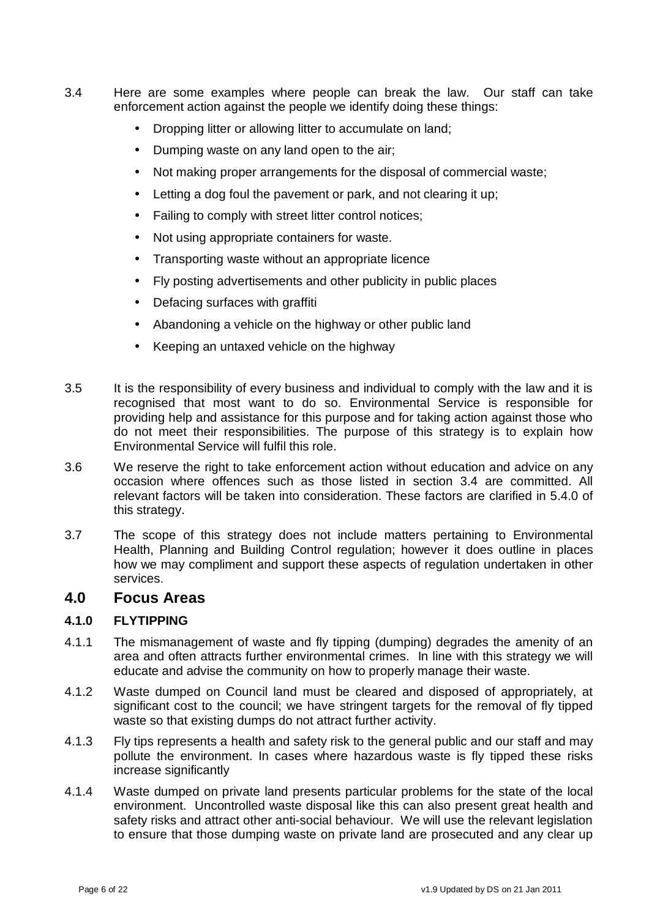3.4 Here are some examples where people can break the law. Our staff can take enforcement action against the people we identify doing these things:

- Dropping litter or allowing litter to accumulate on land;
- Dumping waste on any land open to the air;
- Not making proper arrangements for the disposal of commercial waste;
- Letting a dog foul the pavement or park, and not clearing it up;
- Failing to comply with street litter control notices;
- Not using appropriate containers for waste.
- Transporting waste without an appropriate licence
- Fly posting advertisements and other publicity in public places
- Defacing surfaces with graffiti
- Abandoning a vehicle on the highway or other public land
- Keeping an untaxed vehicle on the highway

3.5 It is the responsibility of every business and individual to comply with the law and it is recognised that most want to do so. Environmental Service is responsible for providing help and assistance for this purpose and for taking action against those who do not meet their responsibilities. The purpose of this strategy is to explain how Environmental Service will fulfil this role.

3.6 We reserve the right to take enforcement action without education and advice on any occasion where offences such as those listed in section 3.4 are committed. All relevant factors will be taken into consideration. These factors are clarified in 5.4.0 of this strategy.

3.7 The scope of this strategy does not include matters pertaining to Environmental Health, Planning and Building Control regulation; however it does outline in places how we may compliment and support these aspects of regulation undertaken in other services.

## 4.0 Focus Areas

### 4.1.0 FLYTIPPING

4.1.1 The mismanagement of waste and fly tipping (dumping) degrades the amenity of an area and often attracts further environmental crimes. In line with this strategy we will educate and advise the community on how to properly manage their waste.

4.1.2 Waste dumped on Council land must be cleared and disposed of appropriately, at significant cost to the council; we have stringent targets for the removal of fly tipped waste so that existing dumps do not attract further activity.

4.1.3 Fly tips represents a health and safety risk to the general public and our staff and may pollute the environment. In cases where hazardous waste is fly tipped these risks increase significantly

4.1.4 Waste dumped on private land presents particular problems for the state of the local environment. Uncontrolled waste disposal like this can also present great health and safety risks and attract other anti-social behaviour. We will use the relevant legislation to ensure that those dumping waste on private land are prosecuted and any clear up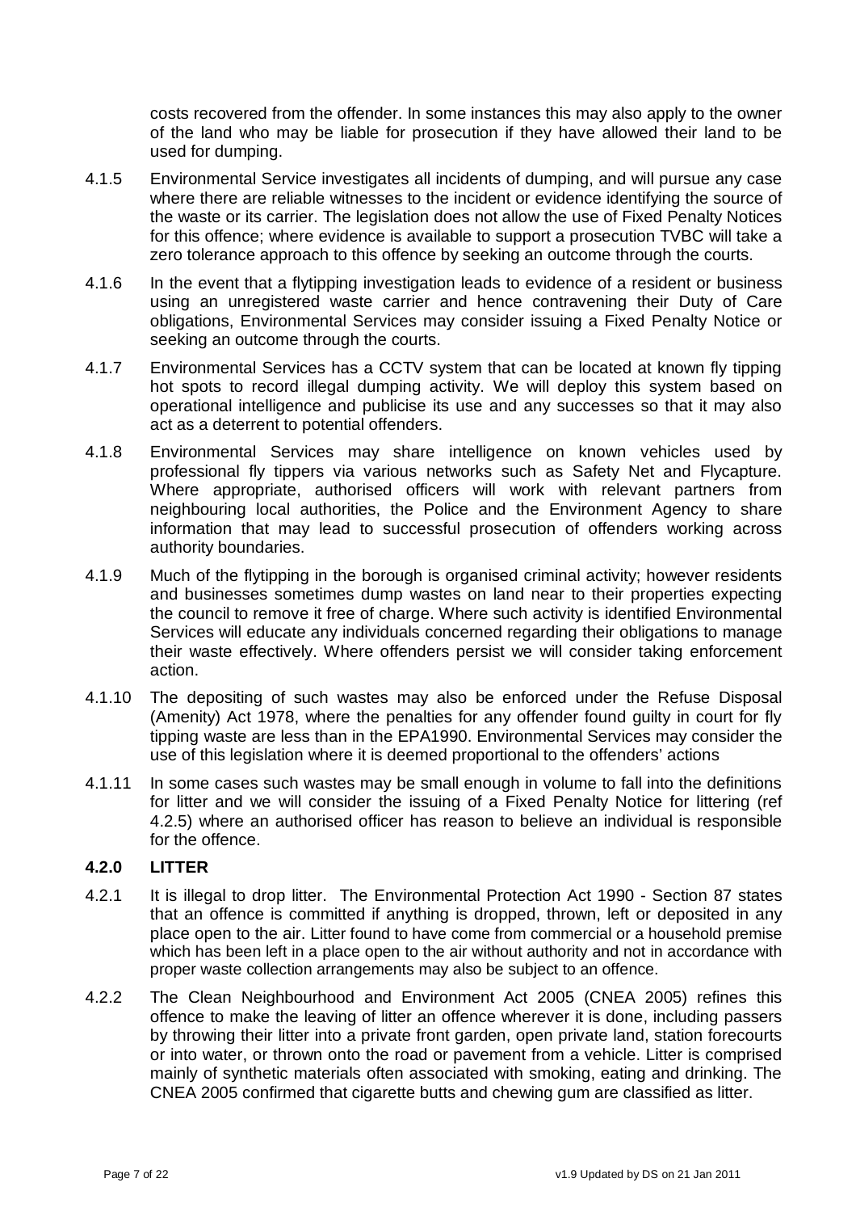costs recovered from the offender. In some instances this may also apply to the owner of the land who may be liable for prosecution if they have allowed their land to be used for dumping.

4.1.5 Environmental Service investigates all incidents of dumping, and will pursue any case where there are reliable witnesses to the incident or evidence identifying the source of the waste or its carrier. The legislation does not allow the use of Fixed Penalty Notices for this offence; where evidence is available to support a prosecution TVBC will take a zero tolerance approach to this offence by seeking an outcome through the courts.

4.1.6 In the event that a flytipping investigation leads to evidence of a resident or business using an unregistered waste carrier and hence contravening their Duty of Care obligations, Environmental Services may consider issuing a Fixed Penalty Notice or seeking an outcome through the courts.

4.1.7 Environmental Services has a CCTV system that can be located at known fly tipping hot spots to record illegal dumping activity. We will deploy this system based on operational intelligence and publicise its use and any successes so that it may also act as a deterrent to potential offenders.

4.1.8 Environmental Services may share intelligence on known vehicles used by professional fly tippers via various networks such as Safety Net and Flycapture. Where appropriate, authorised officers will work with relevant partners from neighbouring local authorities, the Police and the Environment Agency to share information that may lead to successful prosecution of offenders working across authority boundaries.

4.1.9 Much of the flytipping in the borough is organised criminal activity; however residents and businesses sometimes dump wastes on land near to their properties expecting the council to remove it free of charge. Where such activity is identified Environmental Services will educate any individuals concerned regarding their obligations to manage their waste effectively. Where offenders persist we will consider taking enforcement action.

4.1.10 The depositing of such wastes may also be enforced under the Refuse Disposal (Amenity) Act 1978, where the penalties for any offender found guilty in court for fly tipping waste are less than in the EPA1990. Environmental Services may consider the use of this legislation where it is deemed proportional to the offenders' actions

4.1.11 In some cases such wastes may be small enough in volume to fall into the definitions for litter and we will consider the issuing of a Fixed Penalty Notice for littering (ref 4.2.5) where an authorised officer has reason to believe an individual is responsible for the offence.

### 4.2.0 LITTER

4.2.1 It is illegal to drop litter. The Environmental Protection Act 1990 - Section 87 states that an offence is committed if anything is dropped, thrown, left or deposited in any place open to the air. Litter found to have come from commercial or a household premise which has been left in a place open to the air without authority and not in accordance with proper waste collection arrangements may also be subject to an offence.

4.2.2 The Clean Neighbourhood and Environment Act 2005 (CNEA 2005) refines this offence to make the leaving of litter an offence wherever it is done, including passers by throwing their litter into a private front garden, open private land, station forecourts or into water, or thrown onto the road or pavement from a vehicle. Litter is comprised mainly of synthetic materials often associated with smoking, eating and drinking. The CNEA 2005 confirmed that cigarette butts and chewing gum are classified as litter.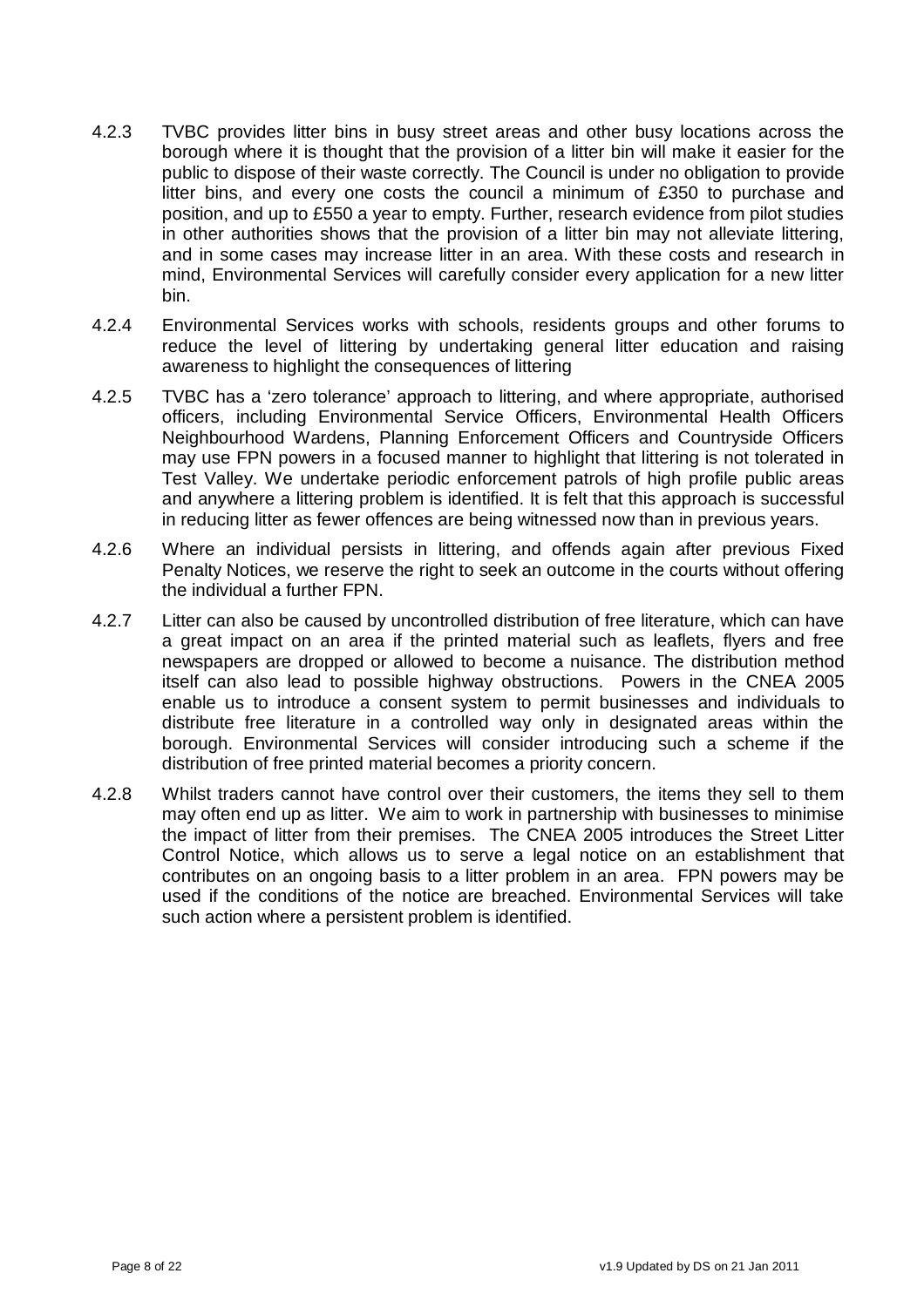4.2.3 TVBC provides litter bins in busy street areas and other busy locations across the borough where it is thought that the provision of a litter bin will make it easier for the public to dispose of their waste correctly. The Council is under no obligation to provide litter bins, and every one costs the council a minimum of £350 to purchase and position, and up to £550 a year to empty. Further, research evidence from pilot studies in other authorities shows that the provision of a litter bin may not alleviate littering, and in some cases may increase litter in an area. With these costs and research in mind, Environmental Services will carefully consider every application for a new litter bin.

4.2.4 Environmental Services works with schools, residents groups and other forums to reduce the level of littering by undertaking general litter education and raising awareness to highlight the consequences of littering

4.2.5 TVBC has a 'zero tolerance' approach to littering, and where appropriate, authorised officers, including Environmental Service Officers, Environmental Health Officers Neighbourhood Wardens, Planning Enforcement Officers and Countryside Officers may use FPN powers in a focused manner to highlight that littering is not tolerated in Test Valley. We undertake periodic enforcement patrols of high profile public areas and anywhere a littering problem is identified. It is felt that this approach is successful in reducing litter as fewer offences are being witnessed now than in previous years.

4.2.6 Where an individual persists in littering, and offends again after previous Fixed Penalty Notices, we reserve the right to seek an outcome in the courts without offering the individual a further FPN.

4.2.7 Litter can also be caused by uncontrolled distribution of free literature, which can have a great impact on an area if the printed material such as leaflets, flyers and free newspapers are dropped or allowed to become a nuisance. The distribution method itself can also lead to possible highway obstructions. Powers in the CNEA 2005 enable us to introduce a consent system to permit businesses and individuals to distribute free literature in a controlled way only in designated areas within the borough. Environmental Services will consider introducing such a scheme if the distribution of free printed material becomes a priority concern.

4.2.8 Whilst traders cannot have control over their customers, the items they sell to them may often end up as litter. We aim to work in partnership with businesses to minimise the impact of litter from their premises. The CNEA 2005 introduces the Street Litter Control Notice, which allows us to serve a legal notice on an establishment that contributes on an ongoing basis to a litter problem in an area. FPN powers may be used if the conditions of the notice are breached. Environmental Services will take such action where a persistent problem is identified.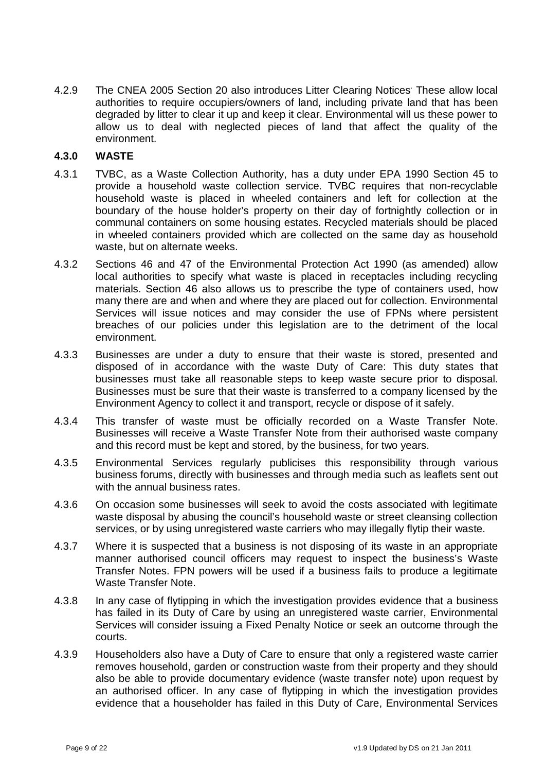4.2.9 The CNEA 2005 Section 20 also introduces Litter Clearing Notices. These allow local authorities to require occupiers/owners of land, including private land that has been degraded by litter to clear it up and keep it clear. Environmental will us these power to allow us to deal with neglected pieces of land that affect the quality of the environment.

### 4.3.0 WASTE

4.3.1 TVBC, as a Waste Collection Authority, has a duty under EPA 1990 Section 45 to provide a household waste collection service. TVBC requires that non-recyclable household waste is placed in wheeled containers and left for collection at the boundary of the house holder's property on their day of fortnightly collection or in communal containers on some housing estates. Recycled materials should be placed in wheeled containers provided which are collected on the same day as household waste, but on alternate weeks.

4.3.2 Sections 46 and 47 of the Environmental Protection Act 1990 (as amended) allow local authorities to specify what waste is placed in receptacles including recycling materials. Section 46 also allows us to prescribe the type of containers used, how many there are and when and where they are placed out for collection. Environmental Services will issue notices and may consider the use of FPNs where persistent breaches of our policies under this legislation are to the detriment of the local environment.

4.3.3 Businesses are under a duty to ensure that their waste is stored, presented and disposed of in accordance with the waste Duty of Care: This duty states that businesses must take all reasonable steps to keep waste secure prior to disposal. Businesses must be sure that their waste is transferred to a company licensed by the Environment Agency to collect it and transport, recycle or dispose of it safely.

4.3.4 This transfer of waste must be officially recorded on a Waste Transfer Note. Businesses will receive a Waste Transfer Note from their authorised waste company and this record must be kept and stored, by the business, for two years.

4.3.5 Environmental Services regularly publicises this responsibility through various business forums, directly with businesses and through media such as leaflets sent out with the annual business rates.

4.3.6 On occasion some businesses will seek to avoid the costs associated with legitimate waste disposal by abusing the council's household waste or street cleansing collection services, or by using unregistered waste carriers who may illegally flytip their waste.

4.3.7 Where it is suspected that a business is not disposing of its waste in an appropriate manner authorised council officers may request to inspect the business's Waste Transfer Notes. FPN powers will be used if a business fails to produce a legitimate Waste Transfer Note.

4.3.8 In any case of flytipping in which the investigation provides evidence that a business has failed in its Duty of Care by using an unregistered waste carrier, Environmental Services will consider issuing a Fixed Penalty Notice or seek an outcome through the courts.

4.3.9 Householders also have a Duty of Care to ensure that only a registered waste carrier removes household, garden or construction waste from their property and they should also be able to provide documentary evidence (waste transfer note) upon request by an authorised officer. In any case of flytipping in which the investigation provides evidence that a householder has failed in this Duty of Care, Environmental Services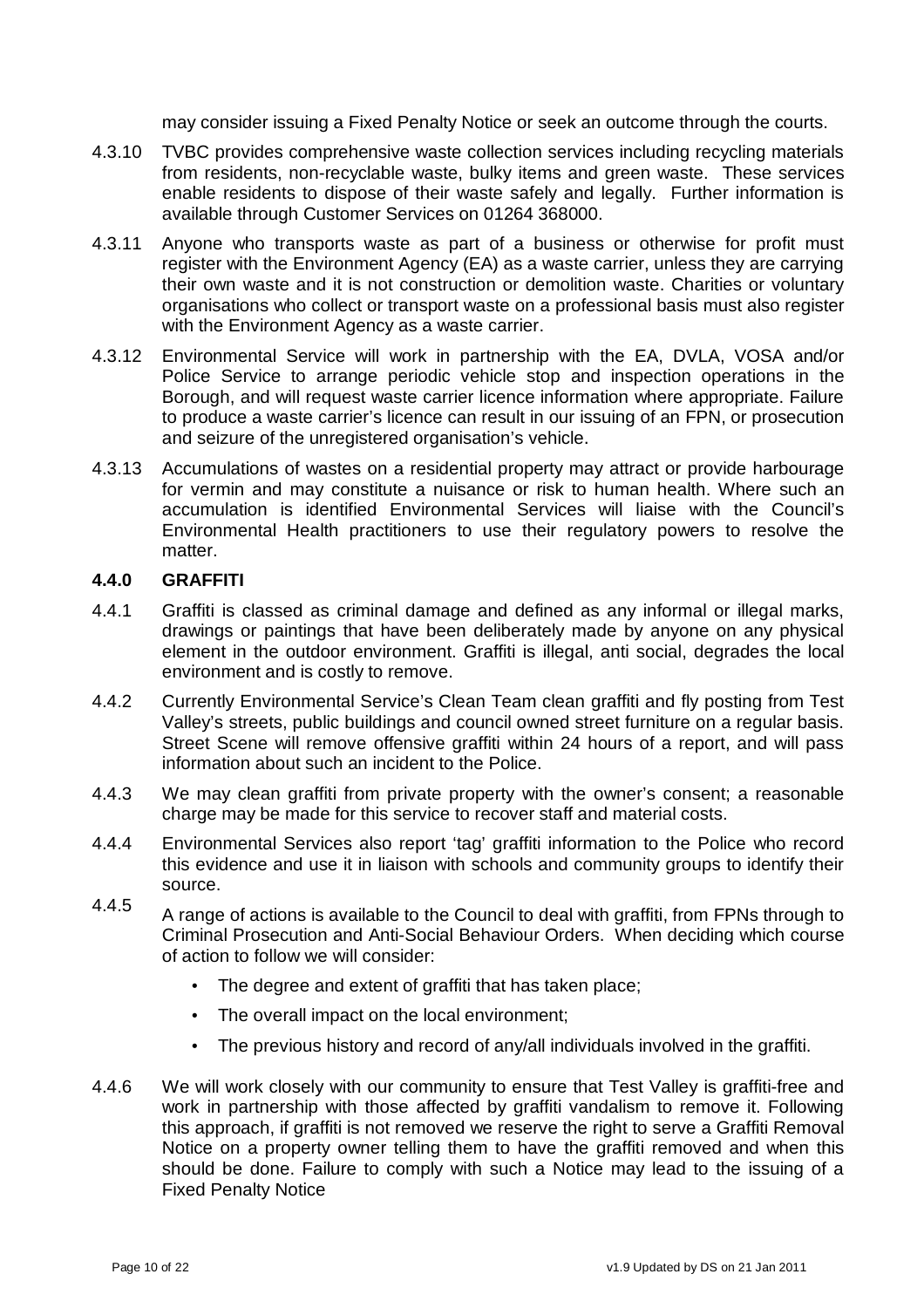may consider issuing a Fixed Penalty Notice or seek an outcome through the courts.

4.3.10 TVBC provides comprehensive waste collection services including recycling materials from residents, non-recyclable waste, bulky items and green waste. These services enable residents to dispose of their waste safely and legally. Further information is available through Customer Services on 01264 368000.

4.3.11 Anyone who transports waste as part of a business or otherwise for profit must register with the Environment Agency (EA) as a waste carrier, unless they are carrying their own waste and it is not construction or demolition waste. Charities or voluntary organisations who collect or transport waste on a professional basis must also register with the Environment Agency as a waste carrier.

4.3.12 Environmental Service will work in partnership with the EA, DVLA, VOSA and/or Police Service to arrange periodic vehicle stop and inspection operations in the Borough, and will request waste carrier licence information where appropriate. Failure to produce a waste carrier's licence can result in our issuing of an FPN, or prosecution and seizure of the unregistered organisation's vehicle.

4.3.13 Accumulations of wastes on a residential property may attract or provide harbourage for vermin and may constitute a nuisance or risk to human health. Where such an accumulation is identified Environmental Services will liaise with the Council's Environmental Health practitioners to use their regulatory powers to resolve the matter.

### 4.4.0 GRAFFITI

4.4.1 Graffiti is classed as criminal damage and defined as any informal or illegal marks, drawings or paintings that have been deliberately made by anyone on any physical element in the outdoor environment. Graffiti is illegal, anti social, degrades the local environment and is costly to remove.

4.4.2 Currently Environmental Service's Clean Team clean graffiti and fly posting from Test Valley's streets, public buildings and council owned street furniture on a regular basis. Street Scene will remove offensive graffiti within 24 hours of a report, and will pass information about such an incident to the Police.

4.4.3 We may clean graffiti from private property with the owner's consent; a reasonable charge may be made for this service to recover staff and material costs.

4.4.4 Environmental Services also report 'tag' graffiti information to the Police who record this evidence and use it in liaison with schools and community groups to identify their source.

4.4.5 A range of actions is available to the Council to deal with graffiti, from FPNs through to Criminal Prosecution and Anti-Social Behaviour Orders. When deciding which course of action to follow we will consider:

- The degree and extent of graffiti that has taken place;
- The overall impact on the local environment;
- The previous history and record of any/all individuals involved in the graffiti.

4.4.6 We will work closely with our community to ensure that Test Valley is graffiti-free and work in partnership with those affected by graffiti vandalism to remove it. Following this approach, if graffiti is not removed we reserve the right to serve a Graffiti Removal Notice on a property owner telling them to have the graffiti removed and when this should be done. Failure to comply with such a Notice may lead to the issuing of a Fixed Penalty Notice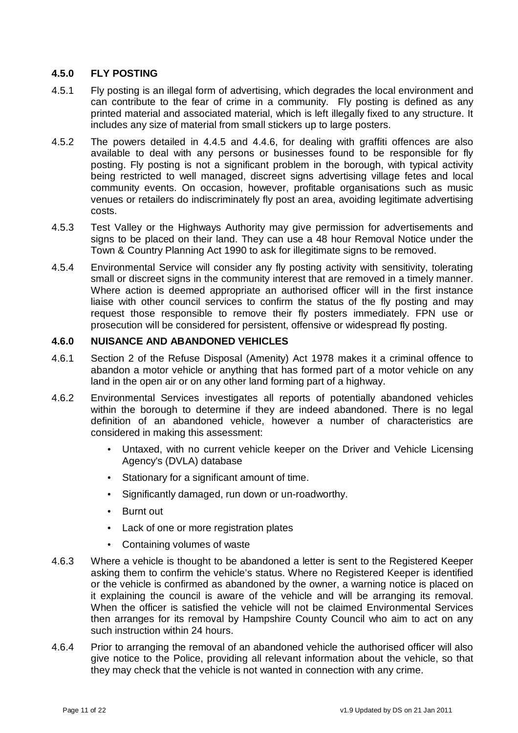### 4.5.0 FLY POSTING

4.5.1 Fly posting is an illegal form of advertising, which degrades the local environment and can contribute to the fear of crime in a community. Fly posting is defined as any printed material and associated material, which is left illegally fixed to any structure. It includes any size of material from small stickers up to large posters.

4.5.2 The powers detailed in 4.4.5 and 4.4.6, for dealing with graffiti offences are also available to deal with any persons or businesses found to be responsible for fly posting. Fly posting is not a significant problem in the borough, with typical activity being restricted to well managed, discreet signs advertising village fetes and local community events. On occasion, however, profitable organisations such as music venues or retailers do indiscriminately fly post an area, avoiding legitimate advertising costs.

4.5.3 Test Valley or the Highways Authority may give permission for advertisements and signs to be placed on their land. They can use a 48 hour Removal Notice under the Town & Country Planning Act 1990 to ask for illegitimate signs to be removed.

4.5.4 Environmental Service will consider any fly posting activity with sensitivity, tolerating small or discreet signs in the community interest that are removed in a timely manner. Where action is deemed appropriate an authorised officer will in the first instance liaise with other council services to confirm the status of the fly posting and may request those responsible to remove their fly posters immediately. FPN use or prosecution will be considered for persistent, offensive or widespread fly posting.

### 4.6.0 NUISANCE AND ABANDONED VEHICLES

4.6.1 Section 2 of the Refuse Disposal (Amenity) Act 1978 makes it a criminal offence to abandon a motor vehicle or anything that has formed part of a motor vehicle on any land in the open air or on any other land forming part of a highway.

4.6.2 Environmental Services investigates all reports of potentially abandoned vehicles within the borough to determine if they are indeed abandoned. There is no legal definition of an abandoned vehicle, however a number of characteristics are considered in making this assessment:

- Untaxed, with no current vehicle keeper on the Driver and Vehicle Licensing Agency's (DVLA) database
- Stationary for a significant amount of time.
- Significantly damaged, run down or un-roadworthy.
- Burnt out
- Lack of one or more registration plates
- Containing volumes of waste

4.6.3 Where a vehicle is thought to be abandoned a letter is sent to the Registered Keeper asking them to confirm the vehicle's status. Where no Registered Keeper is identified or the vehicle is confirmed as abandoned by the owner, a warning notice is placed on it explaining the council is aware of the vehicle and will be arranging its removal. When the officer is satisfied the vehicle will not be claimed Environmental Services then arranges for its removal by Hampshire County Council who aim to act on any such instruction within 24 hours.

4.6.4 Prior to arranging the removal of an abandoned vehicle the authorised officer will also give notice to the Police, providing all relevant information about the vehicle, so that they may check that the vehicle is not wanted in connection with any crime.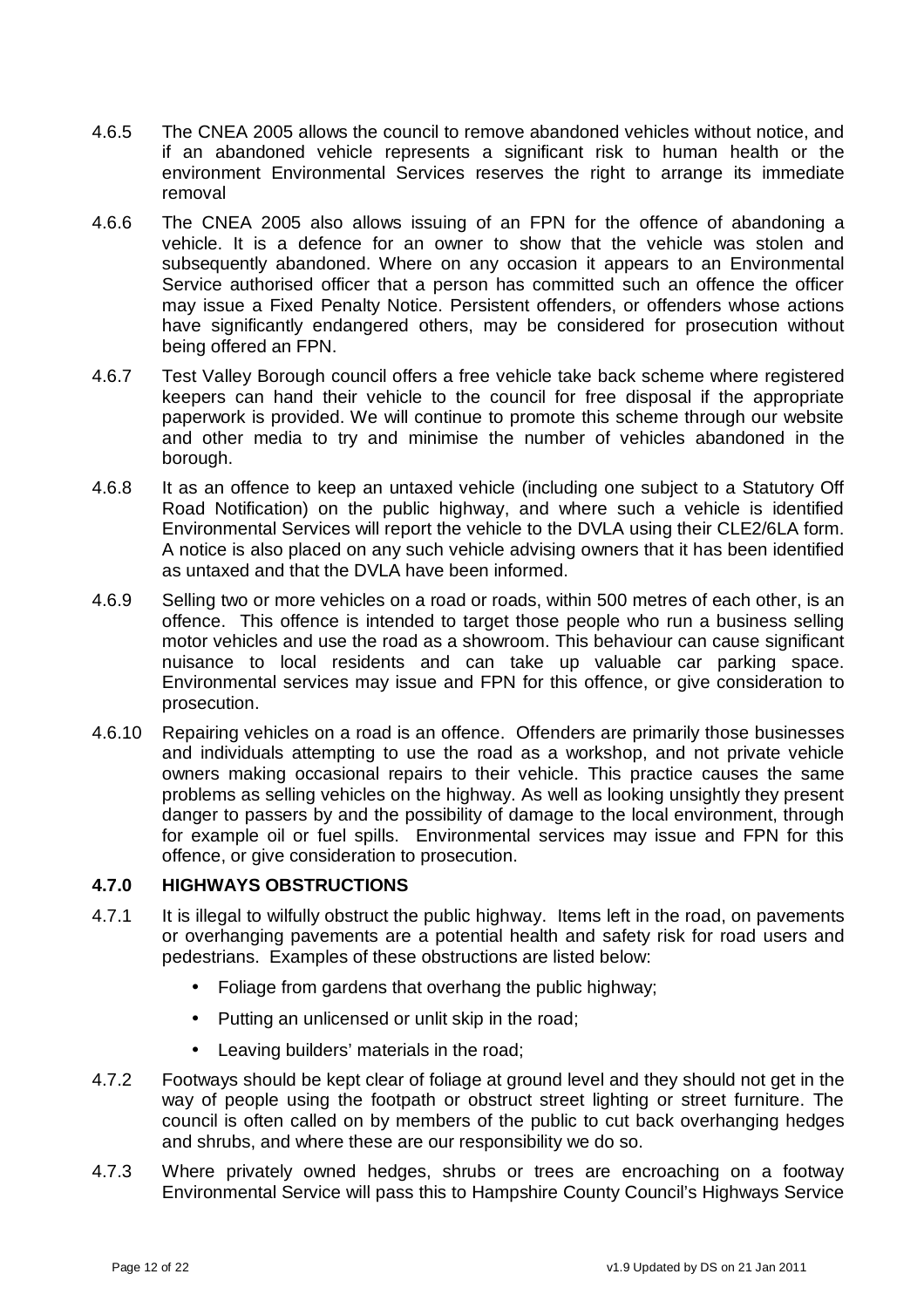4.6.5 The CNEA 2005 allows the council to remove abandoned vehicles without notice, and if an abandoned vehicle represents a significant risk to human health or the environment Environmental Services reserves the right to arrange its immediate removal

4.6.6 The CNEA 2005 also allows issuing of an FPN for the offence of abandoning a vehicle. It is a defence for an owner to show that the vehicle was stolen and subsequently abandoned. Where on any occasion it appears to an Environmental Service authorised officer that a person has committed such an offence the officer may issue a Fixed Penalty Notice. Persistent offenders, or offenders whose actions have significantly endangered others, may be considered for prosecution without being offered an FPN.

4.6.7 Test Valley Borough council offers a free vehicle take back scheme where registered keepers can hand their vehicle to the council for free disposal if the appropriate paperwork is provided. We will continue to promote this scheme through our website and other media to try and minimise the number of vehicles abandoned in the borough.

4.6.8 It as an offence to keep an untaxed vehicle (including one subject to a Statutory Off Road Notification) on the public highway, and where such a vehicle is identified Environmental Services will report the vehicle to the DVLA using their CLE2/6LA form. A notice is also placed on any such vehicle advising owners that it has been identified as untaxed and that the DVLA have been informed.

4.6.9 Selling two or more vehicles on a road or roads, within 500 metres of each other, is an offence. This offence is intended to target those people who run a business selling motor vehicles and use the road as a showroom. This behaviour can cause significant nuisance to local residents and can take up valuable car parking space. Environmental services may issue and FPN for this offence, or give consideration to prosecution.

4.6.10 Repairing vehicles on a road is an offence. Offenders are primarily those businesses and individuals attempting to use the road as a workshop, and not private vehicle owners making occasional repairs to their vehicle. This practice causes the same problems as selling vehicles on the highway. As well as looking unsightly they present danger to passers by and the possibility of damage to the local environment, through for example oil or fuel spills. Environmental services may issue and FPN for this offence, or give consideration to prosecution.

### 4.7.0 HIGHWAYS OBSTRUCTIONS

4.7.1 It is illegal to wilfully obstruct the public highway. Items left in the road, on pavements or overhanging pavements are a potential health and safety risk for road users and pedestrians. Examples of these obstructions are listed below:

- Foliage from gardens that overhang the public highway;
- Putting an unlicensed or unlit skip in the road;
- Leaving builders' materials in the road;

4.7.2 Footways should be kept clear of foliage at ground level and they should not get in the way of people using the footpath or obstruct street lighting or street furniture. The council is often called on by members of the public to cut back overhanging hedges and shrubs, and where these are our responsibility we do so.

4.7.3 Where privately owned hedges, shrubs or trees are encroaching on a footway Environmental Service will pass this to Hampshire County Council's Highways Service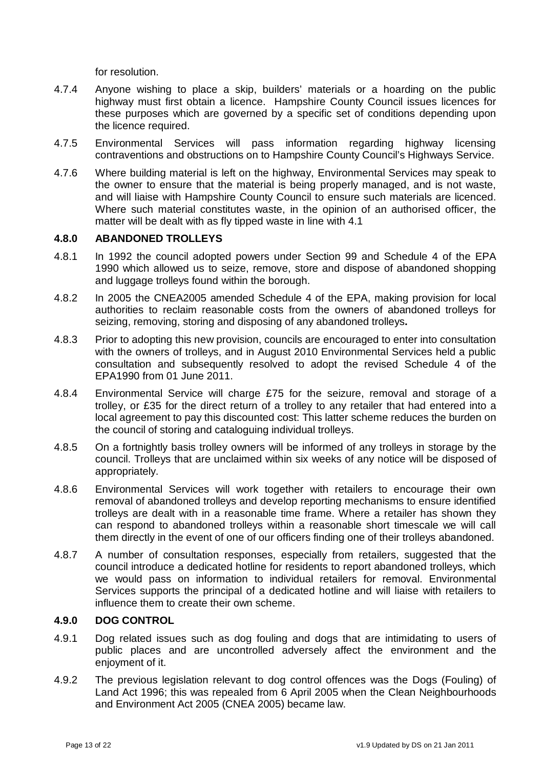for resolution.

4.7.4 Anyone wishing to place a skip, builders' materials or a hoarding on the public highway must first obtain a licence. Hampshire County Council issues licences for these purposes which are governed by a specific set of conditions depending upon the licence required.

4.7.5 Environmental Services will pass information regarding highway licensing contraventions and obstructions on to Hampshire County Council's Highways Service.

4.7.6 Where building material is left on the highway, Environmental Services may speak to the owner to ensure that the material is being properly managed, and is not waste, and will liaise with Hampshire County Council to ensure such materials are licenced. Where such material constitutes waste, in the opinion of an authorised officer, the matter will be dealt with as fly tipped waste in line with 4.1

### 4.8.0 ABANDONED TROLLEYS

4.8.1 In 1992 the council adopted powers under Section 99 and Schedule 4 of the EPA 1990 which allowed us to seize, remove, store and dispose of abandoned shopping and luggage trolleys found within the borough.

4.8.2 In 2005 the CNEA2005 amended Schedule 4 of the EPA, making provision for local authorities to reclaim reasonable costs from the owners of abandoned trolleys for seizing, removing, storing and disposing of any abandoned trolleys**.**

4.8.3 Prior to adopting this new provision, councils are encouraged to enter into consultation with the owners of trolleys, and in August 2010 Environmental Services held a public consultation and subsequently resolved to adopt the revised Schedule 4 of the EPA1990 from 01 June 2011.

4.8.4 Environmental Service will charge £75 for the seizure, removal and storage of a trolley, or £35 for the direct return of a trolley to any retailer that had entered into a local agreement to pay this discounted cost: This latter scheme reduces the burden on the council of storing and cataloguing individual trolleys.

4.8.5 On a fortnightly basis trolley owners will be informed of any trolleys in storage by the council. Trolleys that are unclaimed within six weeks of any notice will be disposed of appropriately.

4.8.6 Environmental Services will work together with retailers to encourage their own removal of abandoned trolleys and develop reporting mechanisms to ensure identified trolleys are dealt with in a reasonable time frame. Where a retailer has shown they can respond to abandoned trolleys within a reasonable short timescale we will call them directly in the event of one of our officers finding one of their trolleys abandoned.

4.8.7 A number of consultation responses, especially from retailers, suggested that the council introduce a dedicated hotline for residents to report abandoned trolleys, which we would pass on information to individual retailers for removal. Environmental Services supports the principal of a dedicated hotline and will liaise with retailers to influence them to create their own scheme.

### 4.9.0 DOG CONTROL

4.9.1 Dog related issues such as dog fouling and dogs that are intimidating to users of public places and are uncontrolled adversely affect the environment and the enjoyment of it.

4.9.2 The previous legislation relevant to dog control offences was the Dogs (Fouling) of Land Act 1996; this was repealed from 6 April 2005 when the Clean Neighbourhoods and Environment Act 2005 (CNEA 2005) became law.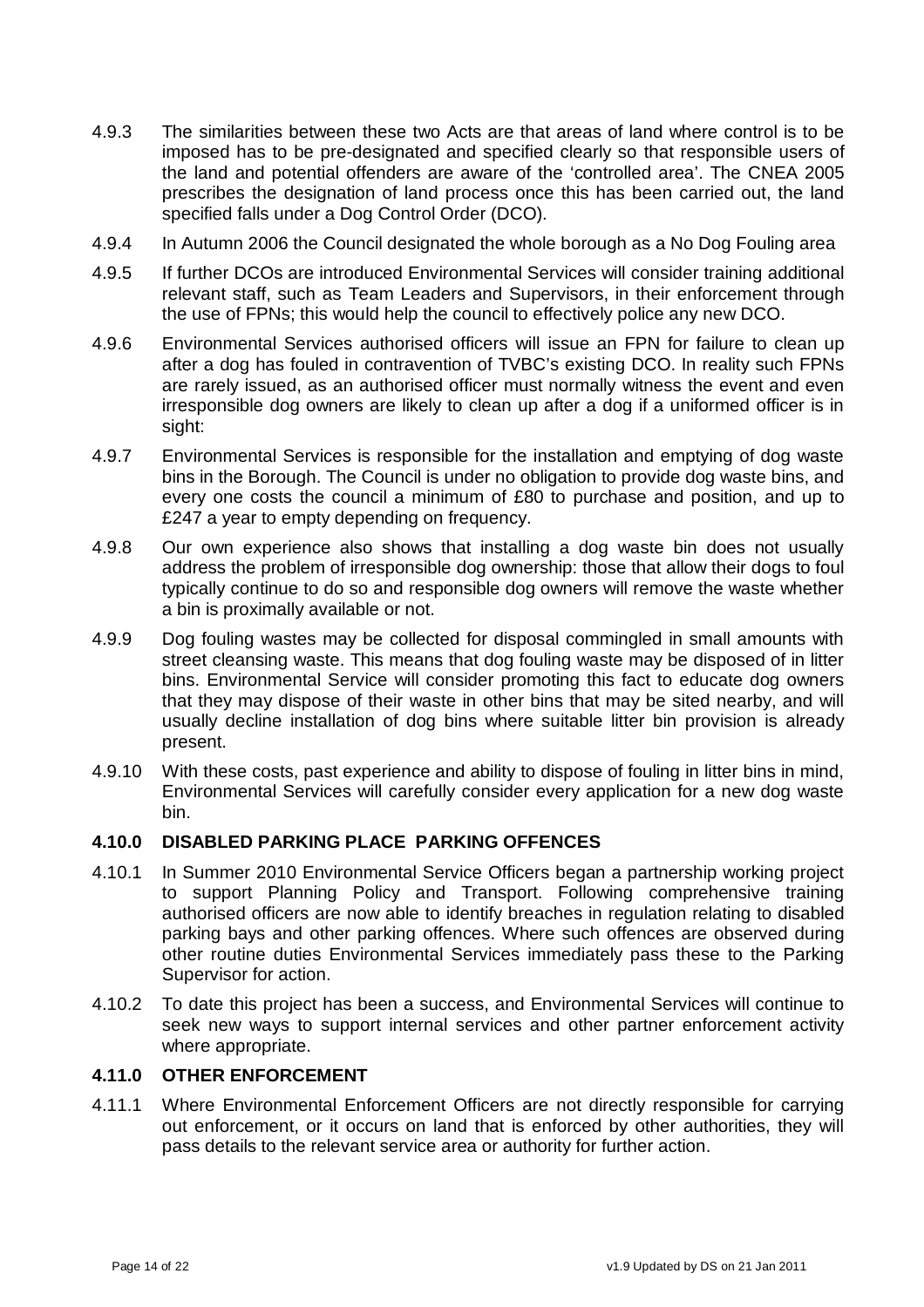4.9.3 The similarities between these two Acts are that areas of land where control is to be imposed has to be pre-designated and specified clearly so that responsible users of the land and potential offenders are aware of the 'controlled area'. The CNEA 2005 prescribes the designation of land process once this has been carried out, the land specified falls under a Dog Control Order (DCO).

4.9.4 In Autumn 2006 the Council designated the whole borough as a No Dog Fouling area

4.9.5 If further DCOs are introduced Environmental Services will consider training additional relevant staff, such as Team Leaders and Supervisors, in their enforcement through the use of FPNs; this would help the council to effectively police any new DCO.

4.9.6 Environmental Services authorised officers will issue an FPN for failure to clean up after a dog has fouled in contravention of TVBC's existing DCO. In reality such FPNs are rarely issued, as an authorised officer must normally witness the event and even irresponsible dog owners are likely to clean up after a dog if a uniformed officer is in sight:

4.9.7 Environmental Services is responsible for the installation and emptying of dog waste bins in the Borough. The Council is under no obligation to provide dog waste bins, and every one costs the council a minimum of £80 to purchase and position, and up to £247 a year to empty depending on frequency.

4.9.8 Our own experience also shows that installing a dog waste bin does not usually address the problem of irresponsible dog ownership: those that allow their dogs to foul typically continue to do so and responsible dog owners will remove the waste whether a bin is proximally available or not.

4.9.9 Dog fouling wastes may be collected for disposal commingled in small amounts with street cleansing waste. This means that dog fouling waste may be disposed of in litter bins. Environmental Service will consider promoting this fact to educate dog owners that they may dispose of their waste in other bins that may be sited nearby, and will usually decline installation of dog bins where suitable litter bin provision is already present.

4.9.10 With these costs, past experience and ability to dispose of fouling in litter bins in mind, Environmental Services will carefully consider every application for a new dog waste bin.

### 4.10.0 DISABLED PARKING PLACE PARKING OFFENCES

4.10.1 In Summer 2010 Environmental Service Officers began a partnership working project to support Planning Policy and Transport. Following comprehensive training authorised officers are now able to identify breaches in regulation relating to disabled parking bays and other parking offences. Where such offences are observed during other routine duties Environmental Services immediately pass these to the Parking Supervisor for action.

4.10.2 To date this project has been a success, and Environmental Services will continue to seek new ways to support internal services and other partner enforcement activity where appropriate.

### 4.11.0 OTHER ENFORCEMENT

4.11.1 Where Environmental Enforcement Officers are not directly responsible for carrying out enforcement, or it occurs on land that is enforced by other authorities, they will pass details to the relevant service area or authority for further action.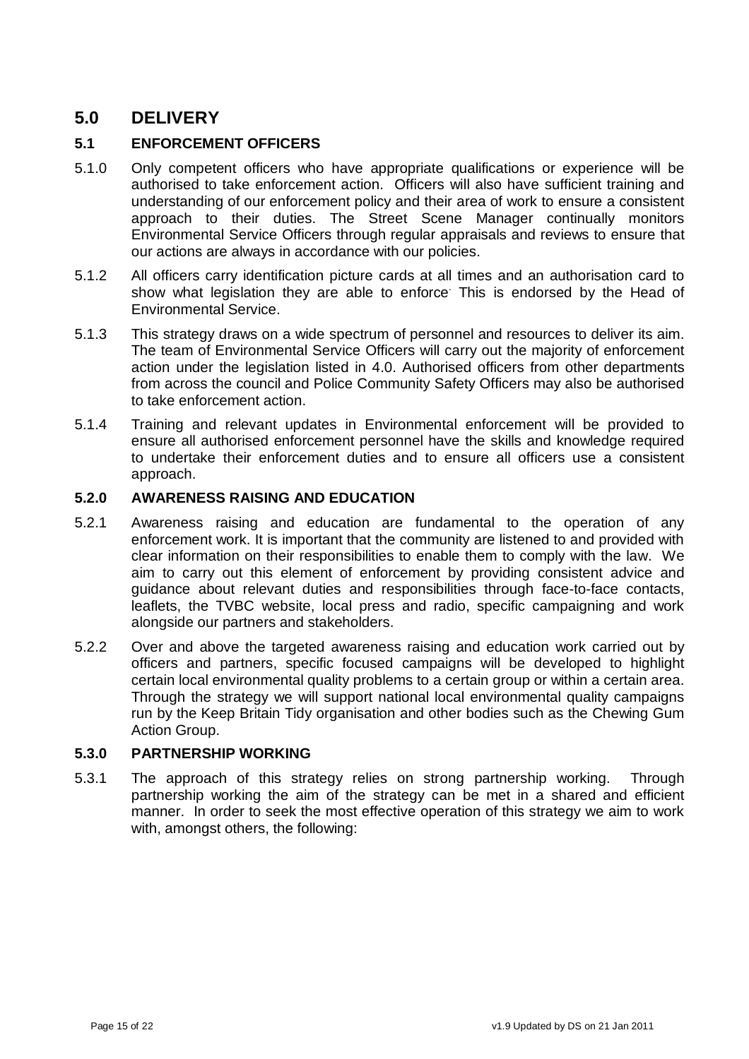# 5.0 DELIVERY

## 5.1 ENFORCEMENT OFFICERS

5.1.0 Only competent officers who have appropriate qualifications or experience will be authorised to take enforcement action. Officers will also have sufficient training and understanding of our enforcement policy and their area of work to ensure a consistent approach to their duties. The Street Scene Manager continually monitors Environmental Service Officers through regular appraisals and reviews to ensure that our actions are always in accordance with our policies.

5.1.2 All officers carry identification picture cards at all times and an authorisation card to show what legislation they are able to enforce. This is endorsed by the Head of Environmental Service.

5.1.3 This strategy draws on a wide spectrum of personnel and resources to deliver its aim. The team of Environmental Service Officers will carry out the majority of enforcement action under the legislation listed in 4.0. Authorised officers from other departments from across the council and Police Community Safety Officers may also be authorised to take enforcement action.

5.1.4 Training and relevant updates in Environmental enforcement will be provided to ensure all authorised enforcement personnel have the skills and knowledge required to undertake their enforcement duties and to ensure all officers use a consistent approach.

## 5.2.0 AWARENESS RAISING AND EDUCATION

5.2.1 Awareness raising and education are fundamental to the operation of any enforcement work. It is important that the community are listened to and provided with clear information on their responsibilities to enable them to comply with the law. We aim to carry out this element of enforcement by providing consistent advice and guidance about relevant duties and responsibilities through face-to-face contacts, leaflets, the TVBC website, local press and radio, specific campaigning and work alongside our partners and stakeholders.

5.2.2 Over and above the targeted awareness raising and education work carried out by officers and partners, specific focused campaigns will be developed to highlight certain local environmental quality problems to a certain group or within a certain area. Through the strategy we will support national local environmental quality campaigns run by the Keep Britain Tidy organisation and other bodies such as the Chewing Gum Action Group.

## 5.3.0 PARTNERSHIP WORKING

5.3.1 The approach of this strategy relies on strong partnership working. Through partnership working the aim of the strategy can be met in a shared and efficient manner. In order to seek the most effective operation of this strategy we aim to work with, amongst others, the following: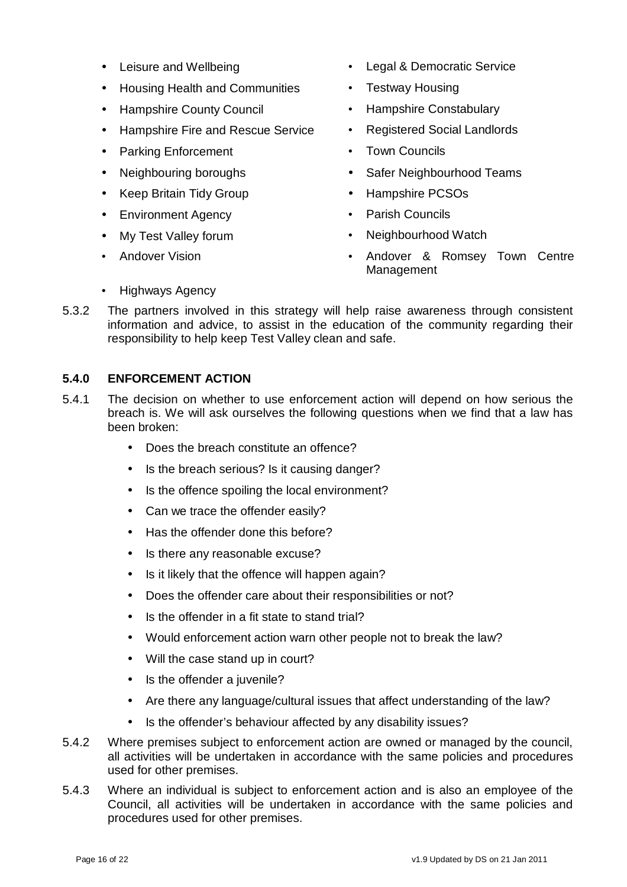- Leisure and Wellbeing
- Housing Health and Communities
- Hampshire County Council
- Hampshire Fire and Rescue Service
- Parking Enforcement
- Neighbouring boroughs
- Keep Britain Tidy Group
- Environment Agency
- My Test Valley forum
- Andover Vision
- Highways Agency
- Legal & Democratic Service
- Testway Housing
- Hampshire Constabulary
- Registered Social Landlords
- Town Councils
- Safer Neighbourhood Teams
- Hampshire PCSOs
- Parish Councils
- Neighbourhood Watch
- Andover & Romsey Town Centre Management

5.3.2 The partners involved in this strategy will help raise awareness through consistent information and advice, to assist in the education of the community regarding their responsibility to help keep Test Valley clean and safe.

**5.4.0 ENFORCEMENT ACTION**

5.4.1 The decision on whether to use enforcement action will depend on how serious the breach is. We will ask ourselves the following questions when we find that a law has been broken:

- Does the breach constitute an offence?
- Is the breach serious? Is it causing danger?
- Is the offence spoiling the local environment?
- Can we trace the offender easily?
- Has the offender done this before?
- Is there any reasonable excuse?
- Is it likely that the offence will happen again?
- Does the offender care about their responsibilities or not?
- Is the offender in a fit state to stand trial?
- Would enforcement action warn other people not to break the law?
- Will the case stand up in court?
- Is the offender a juvenile?
- Are there any language/cultural issues that affect understanding of the law?
- Is the offender's behaviour affected by any disability issues?

5.4.2 Where premises subject to enforcement action are owned or managed by the council, all activities will be undertaken in accordance with the same policies and procedures used for other premises.

5.4.3 Where an individual is subject to enforcement action and is also an employee of the Council, all activities will be undertaken in accordance with the same policies and procedures used for other premises.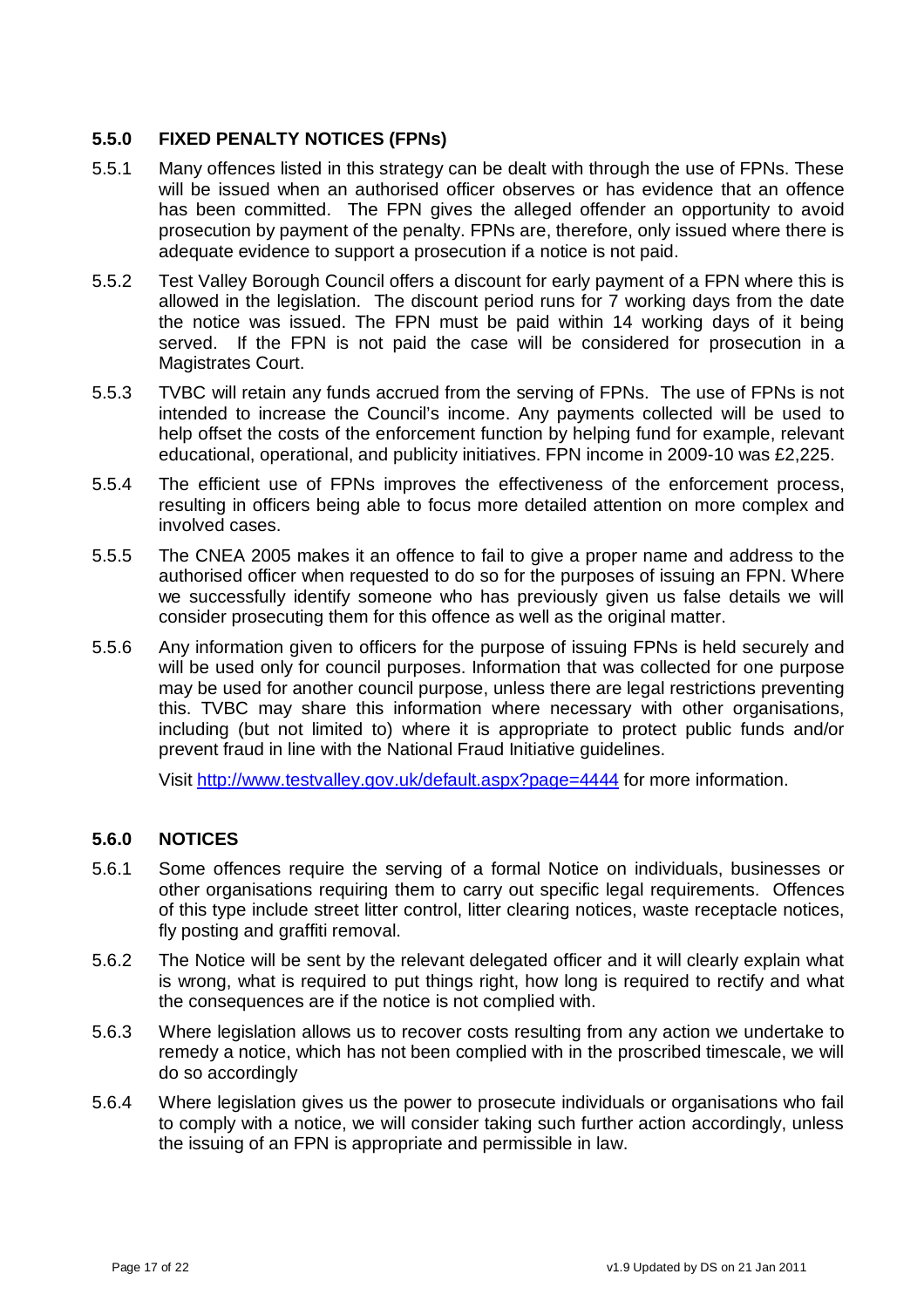## 5.5.0 FIXED PENALTY NOTICES (FPNs)

5.5.1 Many offences listed in this strategy can be dealt with through the use of FPNs. These will be issued when an authorised officer observes or has evidence that an offence has been committed. The FPN gives the alleged offender an opportunity to avoid prosecution by payment of the penalty. FPNs are, therefore, only issued where there is adequate evidence to support a prosecution if a notice is not paid.

5.5.2 Test Valley Borough Council offers a discount for early payment of a FPN where this is allowed in the legislation. The discount period runs for 7 working days from the date the notice was issued. The FPN must be paid within 14 working days of it being served. If the FPN is not paid the case will be considered for prosecution in a Magistrates Court.

5.5.3 TVBC will retain any funds accrued from the serving of FPNs. The use of FPNs is not intended to increase the Council's income. Any payments collected will be used to help offset the costs of the enforcement function by helping fund for example, relevant educational, operational, and publicity initiatives. FPN income in 2009-10 was £2,225.

5.5.4 The efficient use of FPNs improves the effectiveness of the enforcement process, resulting in officers being able to focus more detailed attention on more complex and involved cases.

5.5.5 The CNEA 2005 makes it an offence to fail to give a proper name and address to the authorised officer when requested to do so for the purposes of issuing an FPN. Where we successfully identify someone who has previously given us false details we will consider prosecuting them for this offence as well as the original matter.

5.5.6 Any information given to officers for the purpose of issuing FPNs is held securely and will be used only for council purposes. Information that was collected for one purpose may be used for another council purpose, unless there are legal restrictions preventing this. TVBC may share this information where necessary with other organisations, including (but not limited to) where it is appropriate to protect public funds and/or prevent fraud in line with the National Fraud Initiative guidelines.

Visit http://www.testvalley.gov.uk/default.aspx?page=4444 for more information.

## 5.6.0 NOTICES

5.6.1 Some offences require the serving of a formal Notice on individuals, businesses or other organisations requiring them to carry out specific legal requirements. Offences of this type include street litter control, litter clearing notices, waste receptacle notices, fly posting and graffiti removal.

5.6.2 The Notice will be sent by the relevant delegated officer and it will clearly explain what is wrong, what is required to put things right, how long is required to rectify and what the consequences are if the notice is not complied with.

5.6.3 Where legislation allows us to recover costs resulting from any action we undertake to remedy a notice, which has not been complied with in the proscribed timescale, we will do so accordingly

5.6.4 Where legislation gives us the power to prosecute individuals or organisations who fail to comply with a notice, we will consider taking such further action accordingly, unless the issuing of an FPN is appropriate and permissible in law.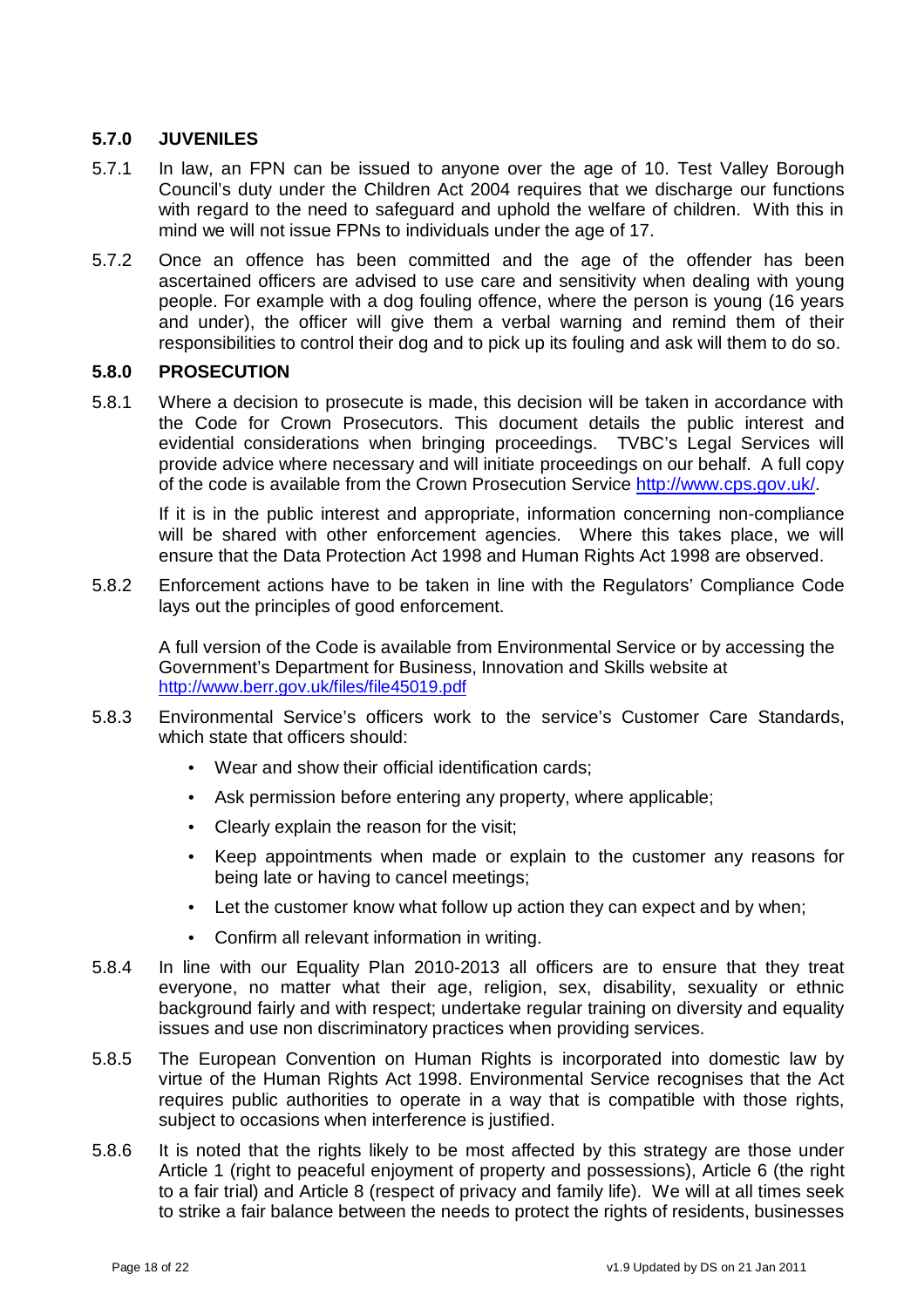### 5.7.0 JUVENILES

5.7.1 In law, an FPN can be issued to anyone over the age of 10. Test Valley Borough Council's duty under the Children Act 2004 requires that we discharge our functions with regard to the need to safeguard and uphold the welfare of children. With this in mind we will not issue FPNs to individuals under the age of 17.

5.7.2 Once an offence has been committed and the age of the offender has been ascertained officers are advised to use care and sensitivity when dealing with young people. For example with a dog fouling offence, where the person is young (16 years and under), the officer will give them a verbal warning and remind them of their responsibilities to control their dog and to pick up its fouling and ask will them to do so.

### 5.8.0 PROSECUTION

5.8.1 Where a decision to prosecute is made, this decision will be taken in accordance with the Code for Crown Prosecutors. This document details the public interest and evidential considerations when bringing proceedings. TVBC's Legal Services will provide advice where necessary and will initiate proceedings on our behalf. A full copy of the code is available from the Crown Prosecution Service http://www.cps.gov.uk/.

If it is in the public interest and appropriate, information concerning non-compliance will be shared with other enforcement agencies. Where this takes place, we will ensure that the Data Protection Act 1998 and Human Rights Act 1998 are observed.

5.8.2 Enforcement actions have to be taken in line with the Regulators' Compliance Code lays out the principles of good enforcement.

A full version of the Code is available from Environmental Service or by accessing the Government's Department for Business, Innovation and Skills website at http://www.berr.gov.uk/files/file45019.pdf

5.8.3 Environmental Service's officers work to the service's Customer Care Standards, which state that officers should:

- Wear and show their official identification cards;
- Ask permission before entering any property, where applicable;
- Clearly explain the reason for the visit;
- Keep appointments when made or explain to the customer any reasons for being late or having to cancel meetings;
- Let the customer know what follow up action they can expect and by when;
- Confirm all relevant information in writing.

5.8.4 In line with our Equality Plan 2010-2013 all officers are to ensure that they treat everyone, no matter what their age, religion, sex, disability, sexuality or ethnic background fairly and with respect; undertake regular training on diversity and equality issues and use non discriminatory practices when providing services.

5.8.5 The European Convention on Human Rights is incorporated into domestic law by virtue of the Human Rights Act 1998. Environmental Service recognises that the Act requires public authorities to operate in a way that is compatible with those rights, subject to occasions when interference is justified.

5.8.6 It is noted that the rights likely to be most affected by this strategy are those under Article 1 (right to peaceful enjoyment of property and possessions), Article 6 (the right to a fair trial) and Article 8 (respect of privacy and family life). We will at all times seek to strike a fair balance between the needs to protect the rights of residents, businesses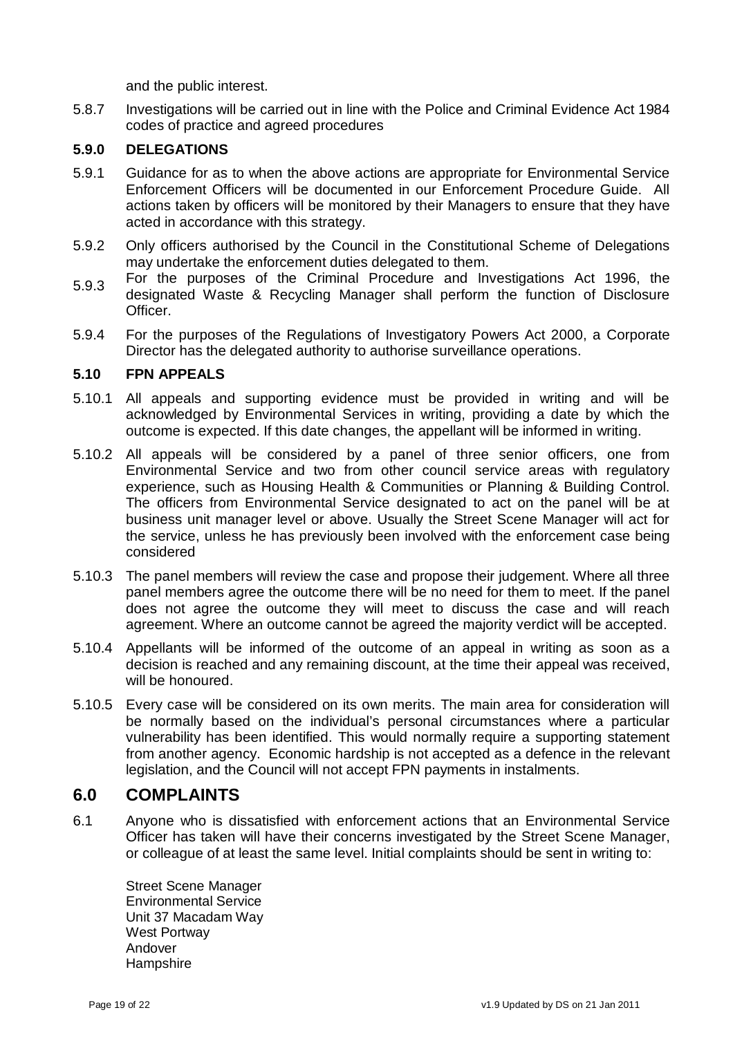and the public interest.

5.8.7 Investigations will be carried out in line with the Police and Criminal Evidence Act 1984 codes of practice and agreed procedures

### 5.9.0 DELEGATIONS

5.9.1 Guidance for as to when the above actions are appropriate for Environmental Service Enforcement Officers will be documented in our Enforcement Procedure Guide. All actions taken by officers will be monitored by their Managers to ensure that they have acted in accordance with this strategy.

5.9.2 Only officers authorised by the Council in the Constitutional Scheme of Delegations may undertake the enforcement duties delegated to them.

5.9.3 For the purposes of the Criminal Procedure and Investigations Act 1996, the designated Waste & Recycling Manager shall perform the function of Disclosure Officer.

5.9.4 For the purposes of the Regulations of Investigatory Powers Act 2000, a Corporate Director has the delegated authority to authorise surveillance operations.

### 5.10 FPN APPEALS

5.10.1 All appeals and supporting evidence must be provided in writing and will be acknowledged by Environmental Services in writing, providing a date by which the outcome is expected. If this date changes, the appellant will be informed in writing.

5.10.2 All appeals will be considered by a panel of three senior officers, one from Environmental Service and two from other council service areas with regulatory experience, such as Housing Health & Communities or Planning & Building Control. The officers from Environmental Service designated to act on the panel will be at business unit manager level or above. Usually the Street Scene Manager will act for the service, unless he has previously been involved with the enforcement case being considered

5.10.3 The panel members will review the case and propose their judgement. Where all three panel members agree the outcome there will be no need for them to meet. If the panel does not agree the outcome they will meet to discuss the case and will reach agreement. Where an outcome cannot be agreed the majority verdict will be accepted.

5.10.4 Appellants will be informed of the outcome of an appeal in writing as soon as a decision is reached and any remaining discount, at the time their appeal was received, will be honoured.

5.10.5 Every case will be considered on its own merits. The main area for consideration will be normally based on the individual's personal circumstances where a particular vulnerability has been identified. This would normally require a supporting statement from another agency. Economic hardship is not accepted as a defence in the relevant legislation, and the Council will not accept FPN payments in instalments.

## 6.0 COMPLAINTS

6.1 Anyone who is dissatisfied with enforcement actions that an Environmental Service Officer has taken will have their concerns investigated by the Street Scene Manager, or colleague of at least the same level. Initial complaints should be sent in writing to:

Street Scene Manager
Environmental Service
Unit 37 Macadam Way
West Portway
Andover
Hampshire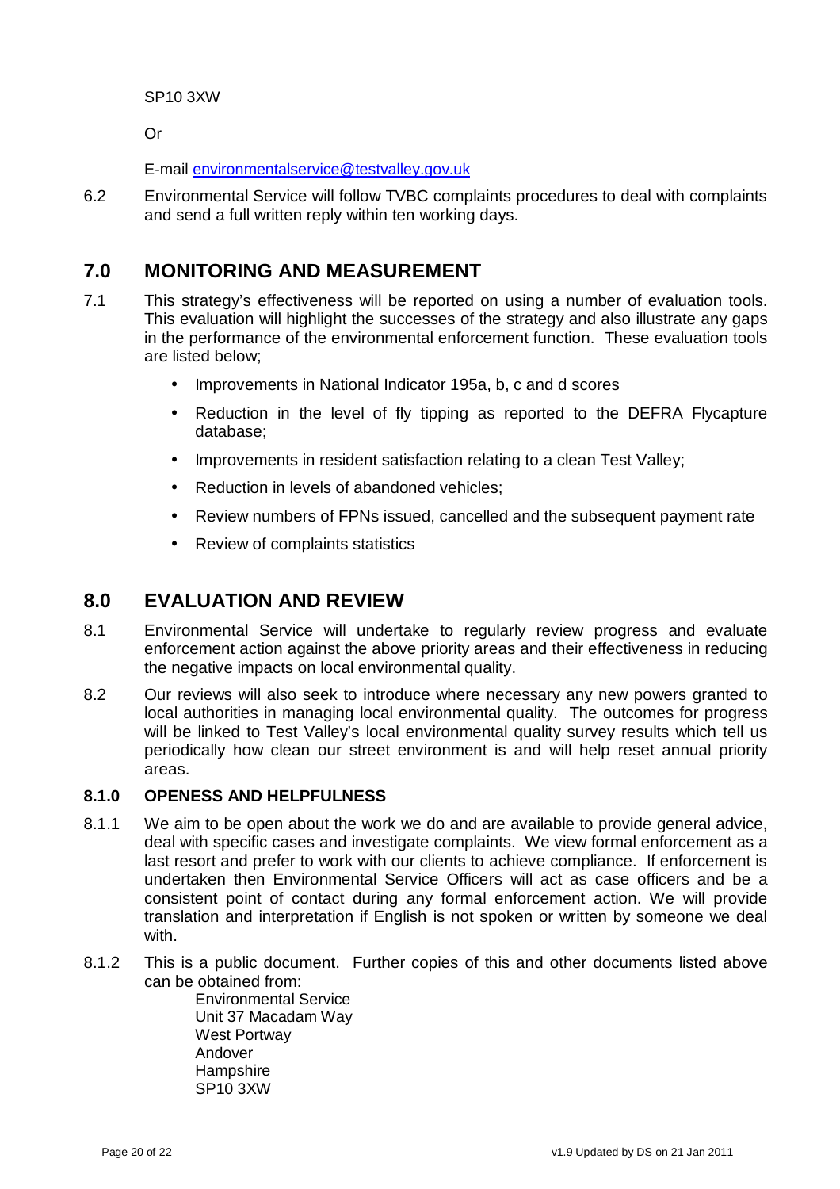SP10 3XW

Or

E-mail environmentalservice@testvalley.gov.uk

6.2 Environmental Service will follow TVBC complaints procedures to deal with complaints and send a full written reply within ten working days.

## 7.0 MONITORING AND MEASUREMENT

7.1 This strategy's effectiveness will be reported on using a number of evaluation tools. This evaluation will highlight the successes of the strategy and also illustrate any gaps in the performance of the environmental enforcement function. These evaluation tools are listed below;

- Improvements in National Indicator 195a, b, c and d scores
- Reduction in the level of fly tipping as reported to the DEFRA Flycapture database;
- Improvements in resident satisfaction relating to a clean Test Valley;
- Reduction in levels of abandoned vehicles;
- Review numbers of FPNs issued, cancelled and the subsequent payment rate
- Review of complaints statistics

## 8.0 EVALUATION AND REVIEW

8.1 Environmental Service will undertake to regularly review progress and evaluate enforcement action against the above priority areas and their effectiveness in reducing the negative impacts on local environmental quality.

8.2 Our reviews will also seek to introduce where necessary any new powers granted to local authorities in managing local environmental quality. The outcomes for progress will be linked to Test Valley's local environmental quality survey results which tell us periodically how clean our street environment is and will help reset annual priority areas.

### 8.1.0 OPENESS AND HELPFULNESS

8.1.1 We aim to be open about the work we do and are available to provide general advice, deal with specific cases and investigate complaints. We view formal enforcement as a last resort and prefer to work with our clients to achieve compliance. If enforcement is undertaken then Environmental Service Officers will act as case officers and be a consistent point of contact during any formal enforcement action. We will provide translation and interpretation if English is not spoken or written by someone we deal with.

8.1.2 This is a public document. Further copies of this and other documents listed above can be obtained from:

Environmental Service
Unit 37 Macadam Way
West Portway
Andover
Hampshire
SP10 3XW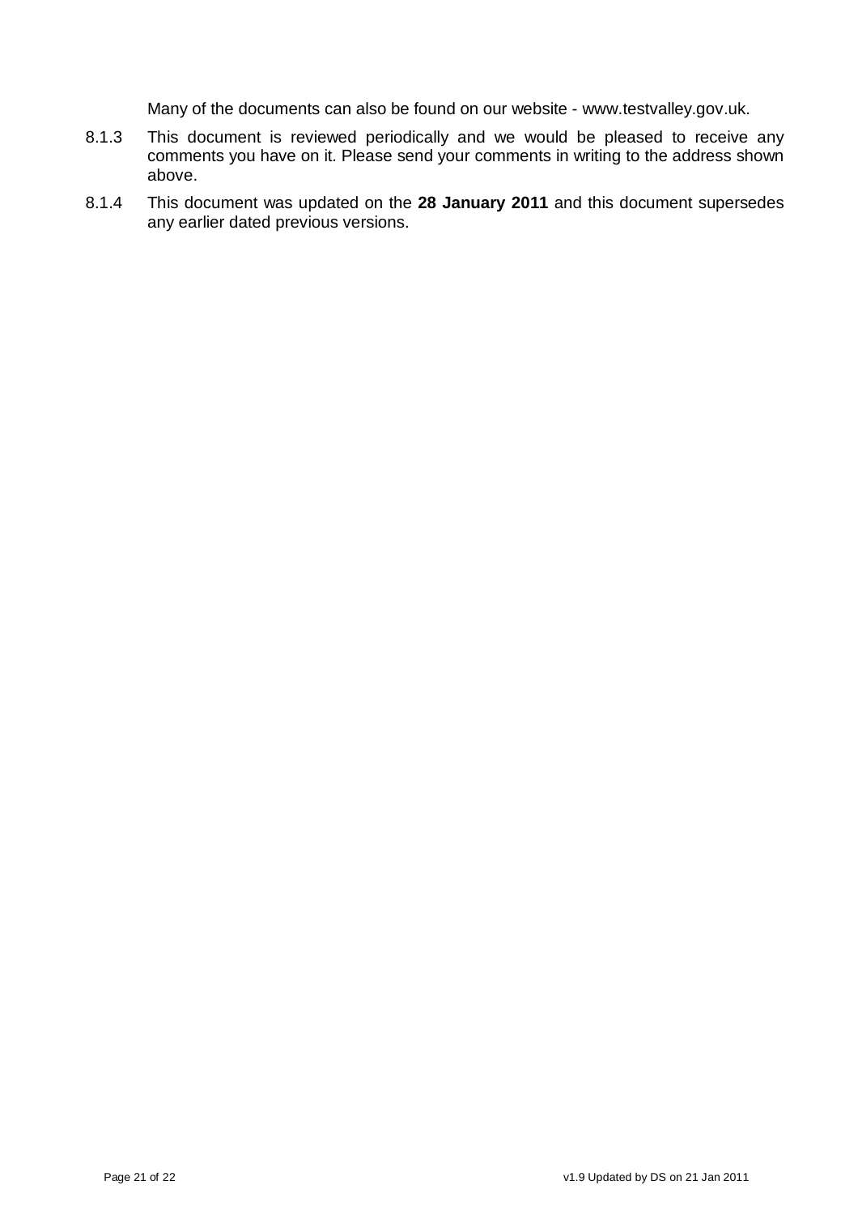Many of the documents can also be found on our website - www.testvalley.gov.uk.

8.1.3 This document is reviewed periodically and we would be pleased to receive any comments you have on it. Please send your comments in writing to the address shown above.

8.1.4 This document was updated on the **28 January 2011** and this document supersedes any earlier dated previous versions.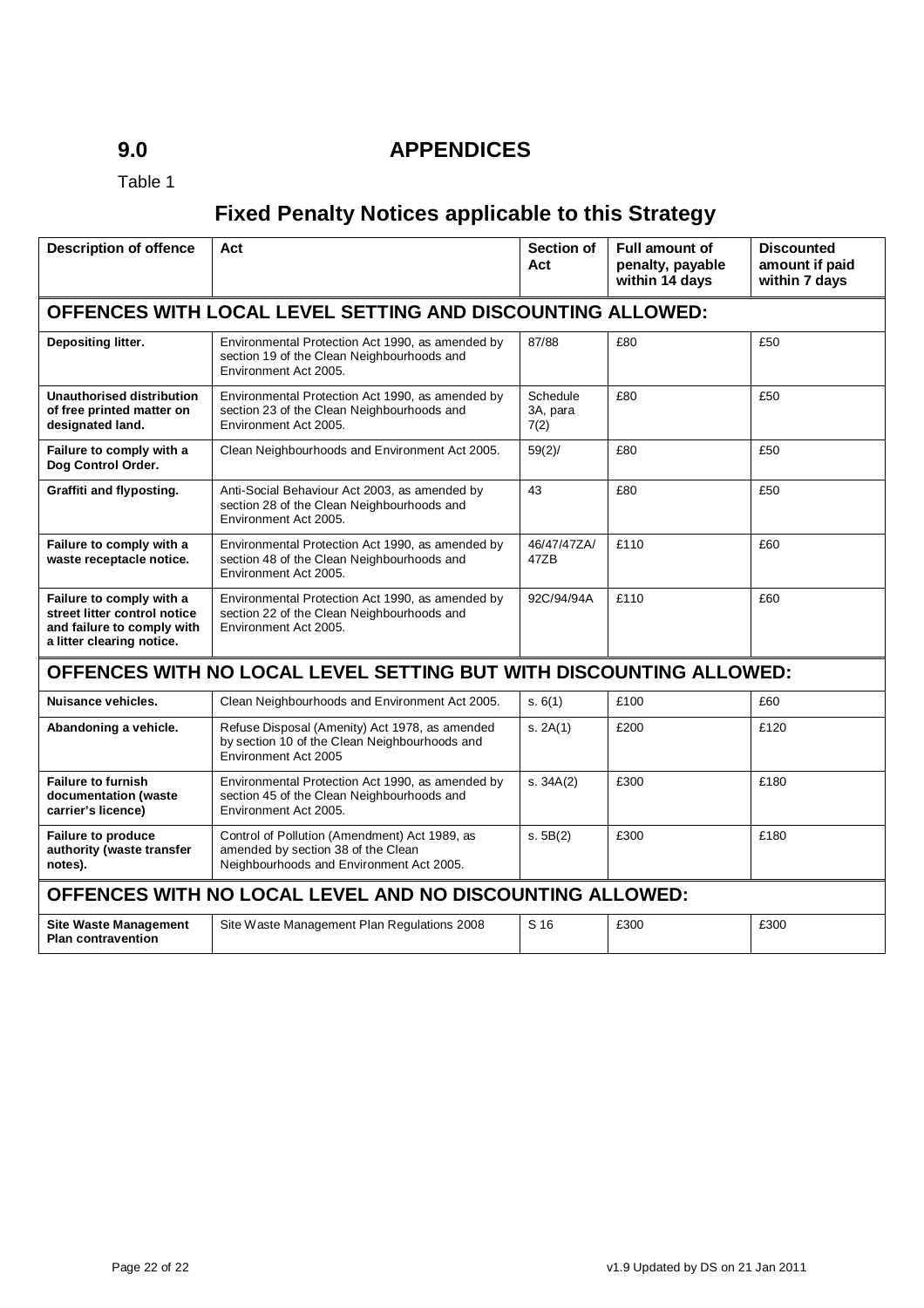# 9.0 APPENDICES

Table 1

## Fixed Penalty Notices applicable to this Strategy

| Description of offence | Act | Section of Act | Full amount of penalty, payable within 14 days | Discounted amount if paid within 7 days |
|---|---|---|---|---|
| **OFFENCES WITH LOCAL LEVEL SETTING AND DISCOUNTING ALLOWED:** | | | | |
| **Depositing litter.** | Environmental Protection Act 1990, as amended by section 19 of the Clean Neighbourhoods and Environment Act 2005. | 87/88 | £80 | £50 |
| **Unauthorised distribution of free printed matter on designated land.** | Environmental Protection Act 1990, as amended by section 23 of the Clean Neighbourhoods and Environment Act 2005. | Schedule 3A, para 7(2) | £80 | £50 |
| **Failure to comply with a Dog Control Order.** | Clean Neighbourhoods and Environment Act 2005. | 59(2)/ | £80 | £50 |
| **Graffiti and flyposting.** | Anti-Social Behaviour Act 2003, as amended by section 28 of the Clean Neighbourhoods and Environment Act 2005. | 43 | £80 | £50 |
| **Failure to comply with a waste receptacle notice.** | Environmental Protection Act 1990, as amended by section 48 of the Clean Neighbourhoods and Environment Act 2005. | 46/47/47ZA/ 47ZB | £110 | £60 |
| **Failure to comply with a street litter control notice and failure to comply with a litter clearing notice.** | Environmental Protection Act 1990, as amended by section 22 of the Clean Neighbourhoods and Environment Act 2005. | 92C/94/94A | £110 | £60 |
| **OFFENCES WITH NO LOCAL LEVEL SETTING BUT WITH DISCOUNTING ALLOWED:** | | | | |
| **Nuisance vehicles.** | Clean Neighbourhoods and Environment Act 2005. | s. 6(1) | £100 | £60 |
| **Abandoning a vehicle.** | Refuse Disposal (Amenity) Act 1978, as amended by section 10 of the Clean Neighbourhoods and Environment Act 2005 | s. 2A(1) | £200 | £120 |
| **Failure to furnish documentation (waste carrier's licence)** | Environmental Protection Act 1990, as amended by section 45 of the Clean Neighbourhoods and Environment Act 2005. | s. 34A(2) | £300 | £180 |
| **Failure to produce authority (waste transfer notes).** | Control of Pollution (Amendment) Act 1989, as amended by section 38 of the Clean Neighbourhoods and Environment Act 2005. | s. 5B(2) | £300 | £180 |
| **OFFENCES WITH NO LOCAL LEVEL AND NO DISCOUNTING ALLOWED:** | | | | |
| **Site Waste Management Plan contravention** | Site Waste Management Plan Regulations 2008 | S 16 | £300 | £300 |

v1.9 Updated by DS on 21 Jan 2011